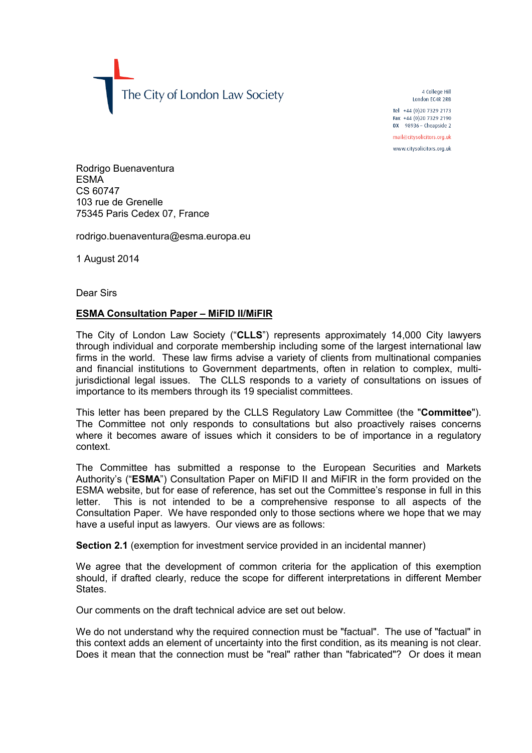The City of London Law Society

4 College Hill
London EC4R 2RB

Tel +44 (0)20 7329 2173
Fax +44 (0)20 7329 2190
DX 98936 – Cheapside 2

mail@citysolicitors.org.uk

www.citysolicitors.org.uk

Rodrigo Buenaventura
ESMA
CS 60747
103 rue de Grenelle
75345 Paris Cedex 07, France

rodrigo.buenaventura@esma.europa.eu

1 August 2014

Dear Sirs

**ESMA Consultation Paper – MiFID II/MiFIR**

The City of London Law Society ("**CLLS**") represents approximately 14,000 City lawyers through individual and corporate membership including some of the largest international law firms in the world. These law firms advise a variety of clients from multinational companies and financial institutions to Government departments, often in relation to complex, multi-jurisdictional legal issues. The CLLS responds to a variety of consultations on issues of importance to its members through its 19 specialist committees.

This letter has been prepared by the CLLS Regulatory Law Committee (the "**Committee**"). The Committee not only responds to consultations but also proactively raises concerns where it becomes aware of issues which it considers to be of importance in a regulatory context.

The Committee has submitted a response to the European Securities and Markets Authority's ("**ESMA**") Consultation Paper on MiFID II and MiFIR in the form provided on the ESMA website, but for ease of reference, has set out the Committee's response in full in this letter. This is not intended to be a comprehensive response to all aspects of the Consultation Paper. We have responded only to those sections where we hope that we may have a useful input as lawyers. Our views are as follows:

**Section 2.1** (exemption for investment service provided in an incidental manner)

We agree that the development of common criteria for the application of this exemption should, if drafted clearly, reduce the scope for different interpretations in different Member States.

Our comments on the draft technical advice are set out below.

We do not understand why the required connection must be "factual". The use of "factual" in this context adds an element of uncertainty into the first condition, as its meaning is not clear. Does it mean that the connection must be "real" rather than "fabricated"? Or does it mean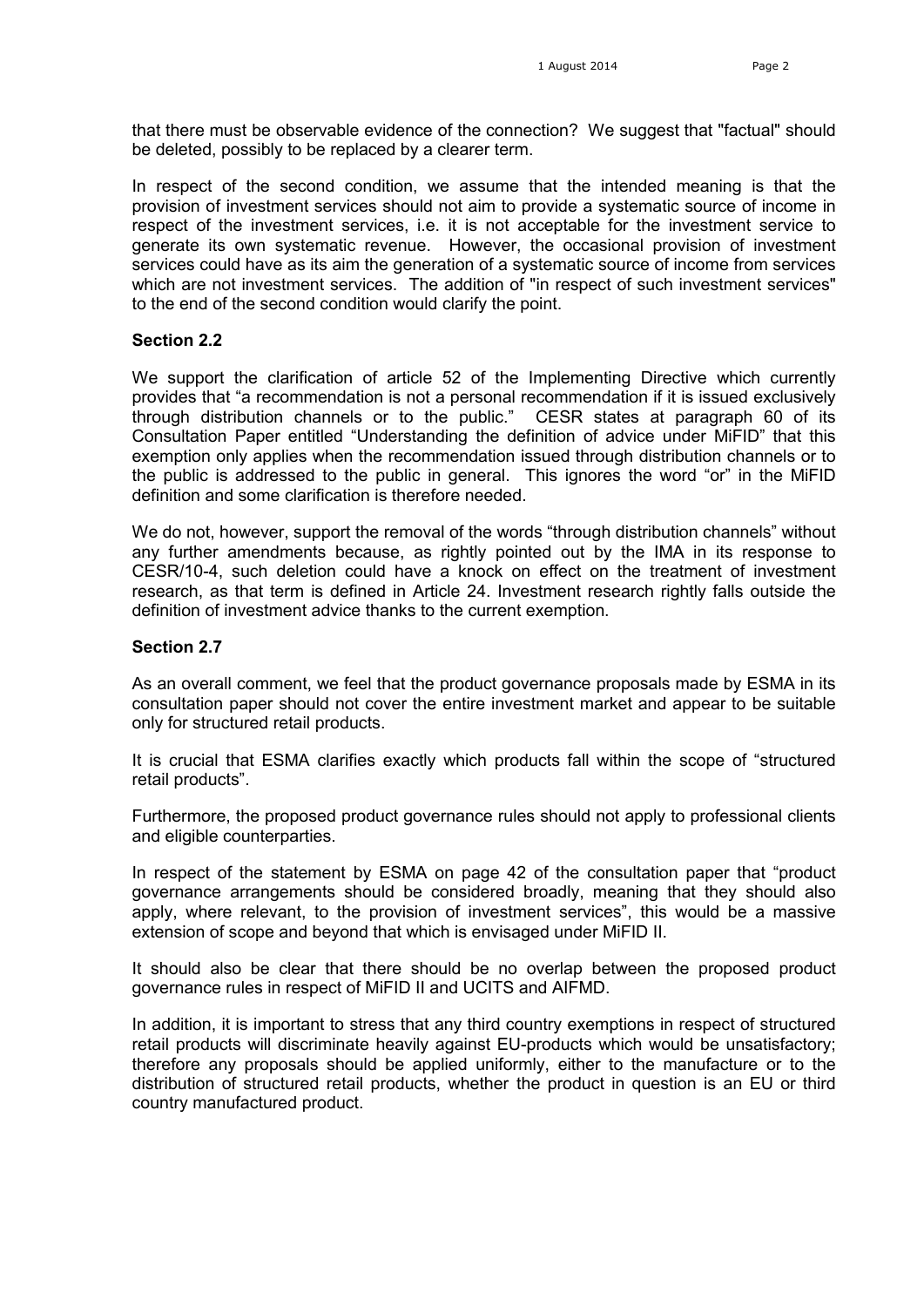that there must be observable evidence of the connection? We suggest that "factual" should be deleted, possibly to be replaced by a clearer term.

In respect of the second condition, we assume that the intended meaning is that the provision of investment services should not aim to provide a systematic source of income in respect of the investment services, i.e. it is not acceptable for the investment service to generate its own systematic revenue. However, the occasional provision of investment services could have as its aim the generation of a systematic source of income from services which are not investment services. The addition of "in respect of such investment services" to the end of the second condition would clarify the point.

**Section 2.2**

We support the clarification of article 52 of the Implementing Directive which currently provides that "a recommendation is not a personal recommendation if it is issued exclusively through distribution channels or to the public." CESR states at paragraph 60 of its Consultation Paper entitled "Understanding the definition of advice under MiFID" that this exemption only applies when the recommendation issued through distribution channels or to the public is addressed to the public in general. This ignores the word "or" in the MiFID definition and some clarification is therefore needed.

We do not, however, support the removal of the words "through distribution channels" without any further amendments because, as rightly pointed out by the IMA in its response to CESR/10-4, such deletion could have a knock on effect on the treatment of investment research, as that term is defined in Article 24. Investment research rightly falls outside the definition of investment advice thanks to the current exemption.

**Section 2.7**

As an overall comment, we feel that the product governance proposals made by ESMA in its consultation paper should not cover the entire investment market and appear to be suitable only for structured retail products.

It is crucial that ESMA clarifies exactly which products fall within the scope of "structured retail products".

Furthermore, the proposed product governance rules should not apply to professional clients and eligible counterparties.

In respect of the statement by ESMA on page 42 of the consultation paper that "product governance arrangements should be considered broadly, meaning that they should also apply, where relevant, to the provision of investment services", this would be a massive extension of scope and beyond that which is envisaged under MiFID II.

It should also be clear that there should be no overlap between the proposed product governance rules in respect of MiFID II and UCITS and AIFMD.

In addition, it is important to stress that any third country exemptions in respect of structured retail products will discriminate heavily against EU-products which would be unsatisfactory; therefore any proposals should be applied uniformly, either to the manufacture or to the distribution of structured retail products, whether the product in question is an EU or third country manufactured product.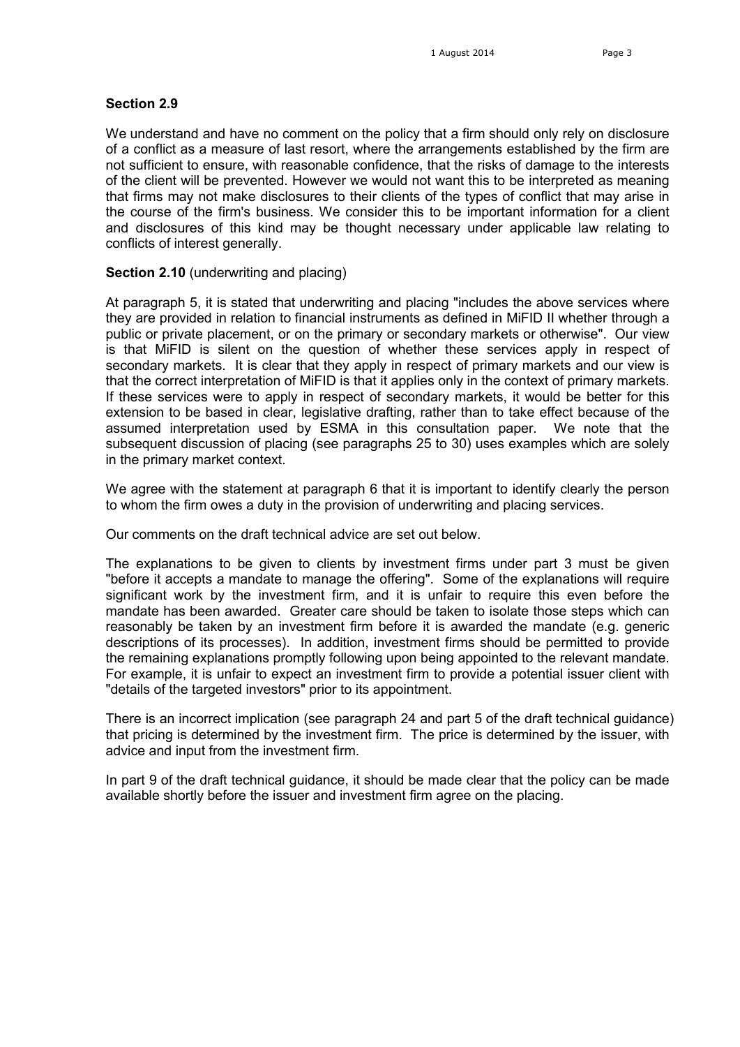**Section 2.9**

We understand and have no comment on the policy that a firm should only rely on disclosure of a conflict as a measure of last resort, where the arrangements established by the firm are not sufficient to ensure, with reasonable confidence, that the risks of damage to the interests of the client will be prevented. However we would not want this to be interpreted as meaning that firms may not make disclosures to their clients of the types of conflict that may arise in the course of the firm's business. We consider this to be important information for a client and disclosures of this kind may be thought necessary under applicable law relating to conflicts of interest generally.

**Section 2.10** (underwriting and placing)

At paragraph 5, it is stated that underwriting and placing "includes the above services where they are provided in relation to financial instruments as defined in MiFID II whether through a public or private placement, or on the primary or secondary markets or otherwise". Our view is that MiFID is silent on the question of whether these services apply in respect of secondary markets. It is clear that they apply in respect of primary markets and our view is that the correct interpretation of MiFID is that it applies only in the context of primary markets. If these services were to apply in respect of secondary markets, it would be better for this extension to be based in clear, legislative drafting, rather than to take effect because of the assumed interpretation used by ESMA in this consultation paper. We note that the subsequent discussion of placing (see paragraphs 25 to 30) uses examples which are solely in the primary market context.

We agree with the statement at paragraph 6 that it is important to identify clearly the person to whom the firm owes a duty in the provision of underwriting and placing services.

Our comments on the draft technical advice are set out below.

The explanations to be given to clients by investment firms under part 3 must be given "before it accepts a mandate to manage the offering". Some of the explanations will require significant work by the investment firm, and it is unfair to require this even before the mandate has been awarded. Greater care should be taken to isolate those steps which can reasonably be taken by an investment firm before it is awarded the mandate (e.g. generic descriptions of its processes). In addition, investment firms should be permitted to provide the remaining explanations promptly following upon being appointed to the relevant mandate. For example, it is unfair to expect an investment firm to provide a potential issuer client with "details of the targeted investors" prior to its appointment.

There is an incorrect implication (see paragraph 24 and part 5 of the draft technical guidance) that pricing is determined by the investment firm. The price is determined by the issuer, with advice and input from the investment firm.

In part 9 of the draft technical guidance, it should be made clear that the policy can be made available shortly before the issuer and investment firm agree on the placing.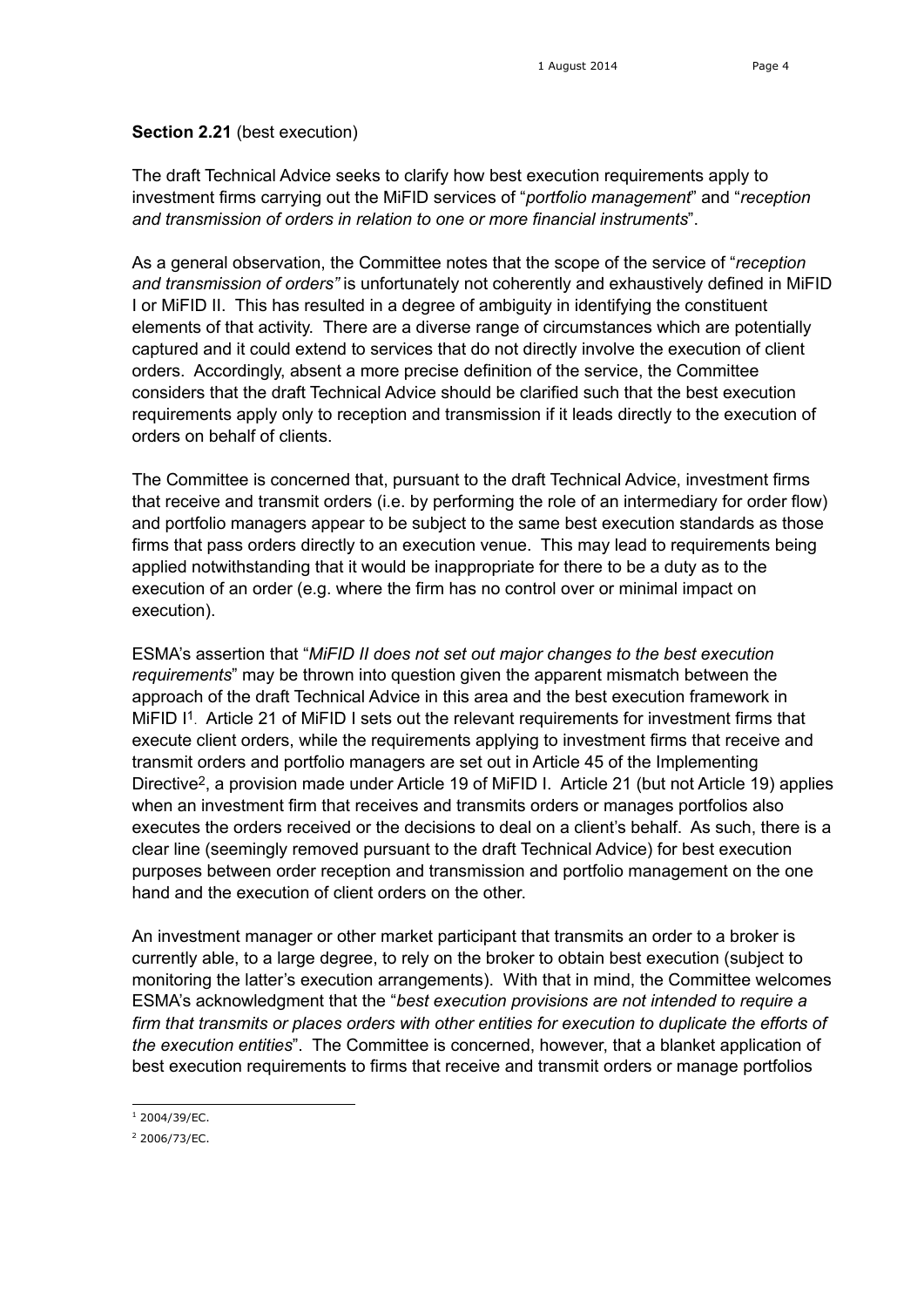**Section 2.21** (best execution)

The draft Technical Advice seeks to clarify how best execution requirements apply to investment firms carrying out the MiFID services of "*portfolio management*" and "*reception and transmission of orders in relation to one or more financial instruments*".

As a general observation, the Committee notes that the scope of the service of "*reception and transmission of orders"* is unfortunately not coherently and exhaustively defined in MiFID I or MiFID II. This has resulted in a degree of ambiguity in identifying the constituent elements of that activity. There are a diverse range of circumstances which are potentially captured and it could extend to services that do not directly involve the execution of client orders. Accordingly, absent a more precise definition of the service, the Committee considers that the draft Technical Advice should be clarified such that the best execution requirements apply only to reception and transmission if it leads directly to the execution of orders on behalf of clients.

The Committee is concerned that, pursuant to the draft Technical Advice, investment firms that receive and transmit orders (i.e. by performing the role of an intermediary for order flow) and portfolio managers appear to be subject to the same best execution standards as those firms that pass orders directly to an execution venue. This may lead to requirements being applied notwithstanding that it would be inappropriate for there to be a duty as to the execution of an order (e.g. where the firm has no control over or minimal impact on execution).

ESMA's assertion that "*MiFID II does not set out major changes to the best execution requirements*" may be thrown into question given the apparent mismatch between the approach of the draft Technical Advice in this area and the best execution framework in MiFID I[1]. Article 21 of MiFID I sets out the relevant requirements for investment firms that execute client orders, while the requirements applying to investment firms that receive and transmit orders and portfolio managers are set out in Article 45 of the Implementing Directive[2], a provision made under Article 19 of MiFID I. Article 21 (but not Article 19) applies when an investment firm that receives and transmits orders or manages portfolios also executes the orders received or the decisions to deal on a client's behalf. As such, there is a clear line (seemingly removed pursuant to the draft Technical Advice) for best execution purposes between order reception and transmission and portfolio management on the one hand and the execution of client orders on the other.

An investment manager or other market participant that transmits an order to a broker is currently able, to a large degree, to rely on the broker to obtain best execution (subject to monitoring the latter's execution arrangements). With that in mind, the Committee welcomes ESMA's acknowledgment that the "*best execution provisions are not intended to require a firm that transmits or places orders with other entities for execution to duplicate the efforts of the execution entities*". The Committee is concerned, however, that a blanket application of best execution requirements to firms that receive and transmit orders or manage portfolios

[1] 2004/39/EC.

[2] 2006/73/EC.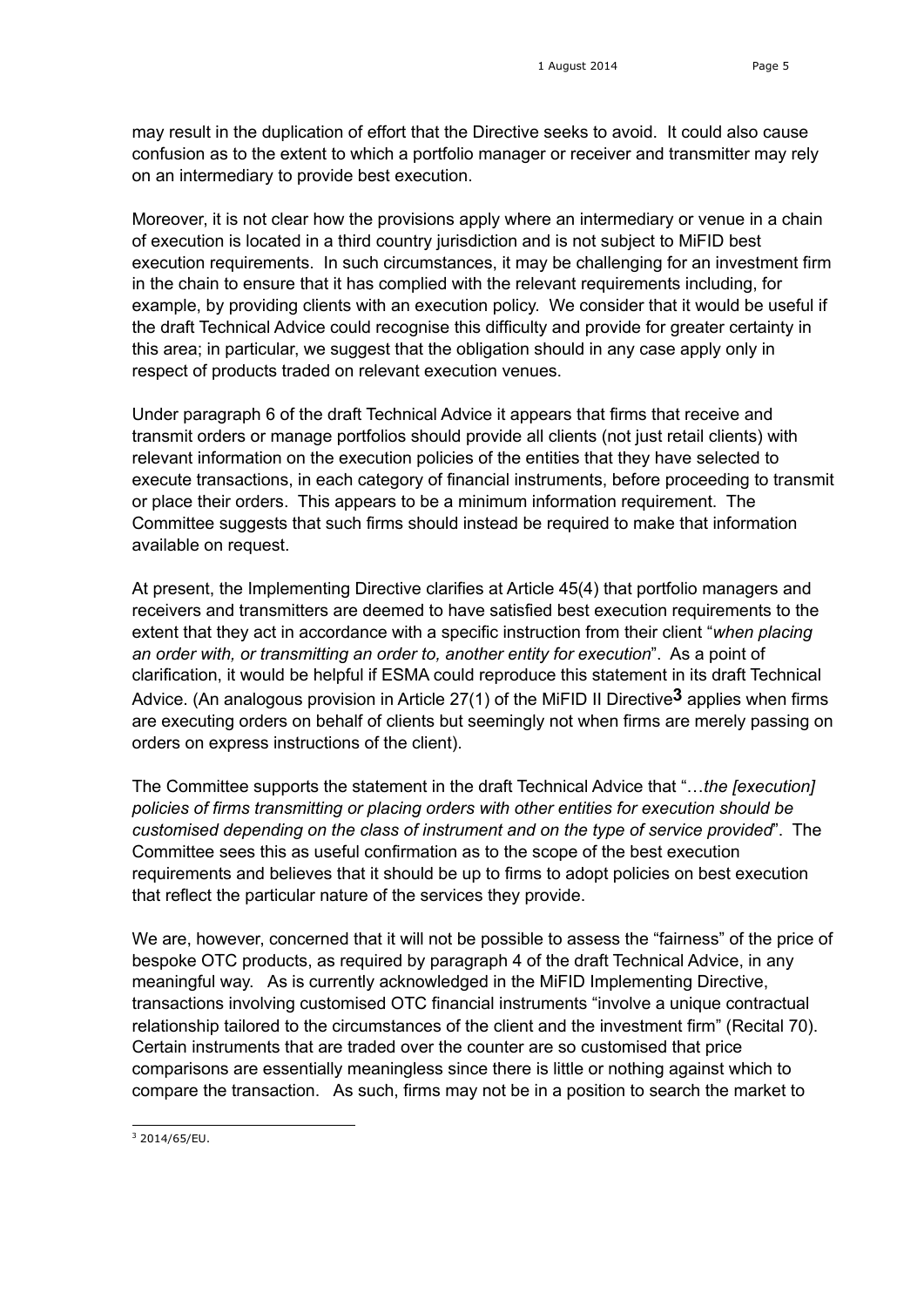may result in the duplication of effort that the Directive seeks to avoid. It could also cause confusion as to the extent to which a portfolio manager or receiver and transmitter may rely on an intermediary to provide best execution.

Moreover, it is not clear how the provisions apply where an intermediary or venue in a chain of execution is located in a third country jurisdiction and is not subject to MiFID best execution requirements. In such circumstances, it may be challenging for an investment firm in the chain to ensure that it has complied with the relevant requirements including, for example, by providing clients with an execution policy. We consider that it would be useful if the draft Technical Advice could recognise this difficulty and provide for greater certainty in this area; in particular, we suggest that the obligation should in any case apply only in respect of products traded on relevant execution venues.

Under paragraph 6 of the draft Technical Advice it appears that firms that receive and transmit orders or manage portfolios should provide all clients (not just retail clients) with relevant information on the execution policies of the entities that they have selected to execute transactions, in each category of financial instruments, before proceeding to transmit or place their orders. This appears to be a minimum information requirement. The Committee suggests that such firms should instead be required to make that information available on request.

At present, the Implementing Directive clarifies at Article 45(4) that portfolio managers and receivers and transmitters are deemed to have satisfied best execution requirements to the extent that they act in accordance with a specific instruction from their client "*when placing an order with, or transmitting an order to, another entity for execution*". As a point of clarification, it would be helpful if ESMA could reproduce this statement in its draft Technical Advice. (An analogous provision in Article 27(1) of the MiFID II Directive[3] applies when firms are executing orders on behalf of clients but seemingly not when firms are merely passing on orders on express instructions of the client).

The Committee supports the statement in the draft Technical Advice that "*…the [execution] policies of firms transmitting or placing orders with other entities for execution should be customised depending on the class of instrument and on the type of service provided*". The Committee sees this as useful confirmation as to the scope of the best execution requirements and believes that it should be up to firms to adopt policies on best execution that reflect the particular nature of the services they provide.

We are, however, concerned that it will not be possible to assess the "fairness" of the price of bespoke OTC products, as required by paragraph 4 of the draft Technical Advice, in any meaningful way. As is currently acknowledged in the MiFID Implementing Directive, transactions involving customised OTC financial instruments "involve a unique contractual relationship tailored to the circumstances of the client and the investment firm" (Recital 70). Certain instruments that are traded over the counter are so customised that price comparisons are essentially meaningless since there is little or nothing against which to compare the transaction. As such, firms may not be in a position to search the market to

---

[3] 2014/65/EU.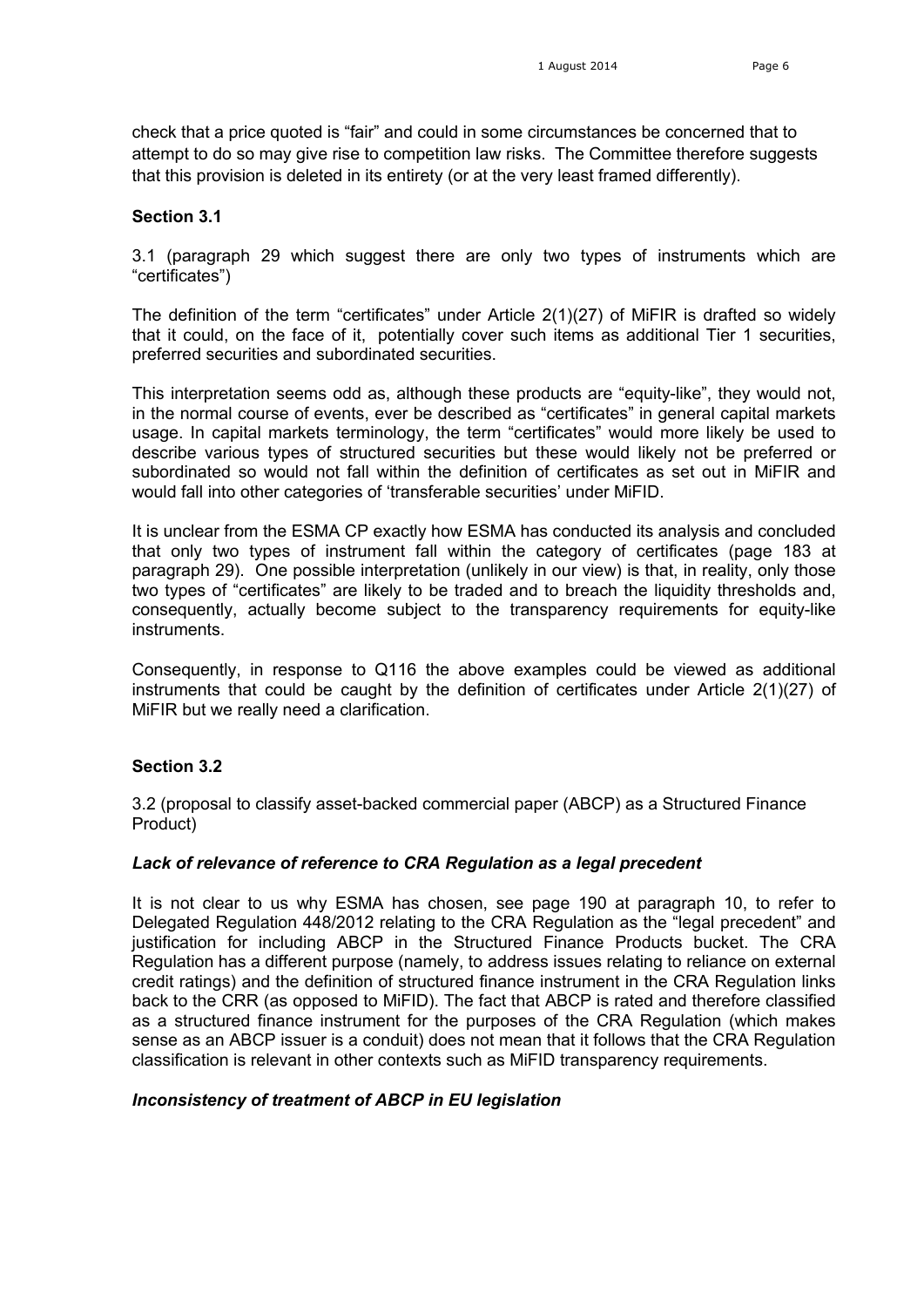check that a price quoted is "fair" and could in some circumstances be concerned that to attempt to do so may give rise to competition law risks. The Committee therefore suggests that this provision is deleted in its entirety (or at the very least framed differently).

**Section 3.1**

3.1 (paragraph 29 which suggest there are only two types of instruments which are "certificates")

The definition of the term "certificates" under Article 2(1)(27) of MiFIR is drafted so widely that it could, on the face of it, potentially cover such items as additional Tier 1 securities, preferred securities and subordinated securities.

This interpretation seems odd as, although these products are "equity-like", they would not, in the normal course of events, ever be described as "certificates" in general capital markets usage. In capital markets terminology, the term "certificates" would more likely be used to describe various types of structured securities but these would likely not be preferred or subordinated so would not fall within the definition of certificates as set out in MiFIR and would fall into other categories of 'transferable securities' under MiFID.

It is unclear from the ESMA CP exactly how ESMA has conducted its analysis and concluded that only two types of instrument fall within the category of certificates (page 183 at paragraph 29). One possible interpretation (unlikely in our view) is that, in reality, only those two types of "certificates" are likely to be traded and to breach the liquidity thresholds and, consequently, actually become subject to the transparency requirements for equity-like instruments.

Consequently, in response to Q116 the above examples could be viewed as additional instruments that could be caught by the definition of certificates under Article 2(1)(27) of MiFIR but we really need a clarification.

**Section 3.2**

3.2 (proposal to classify asset-backed commercial paper (ABCP) as a Structured Finance Product)

***Lack of relevance of reference to CRA Regulation as a legal precedent***

It is not clear to us why ESMA has chosen, see page 190 at paragraph 10, to refer to Delegated Regulation 448/2012 relating to the CRA Regulation as the "legal precedent" and justification for including ABCP in the Structured Finance Products bucket. The CRA Regulation has a different purpose (namely, to address issues relating to reliance on external credit ratings) and the definition of structured finance instrument in the CRA Regulation links back to the CRR (as opposed to MiFID). The fact that ABCP is rated and therefore classified as a structured finance instrument for the purposes of the CRA Regulation (which makes sense as an ABCP issuer is a conduit) does not mean that it follows that the CRA Regulation classification is relevant in other contexts such as MiFID transparency requirements.

***Inconsistency of treatment of ABCP in EU legislation***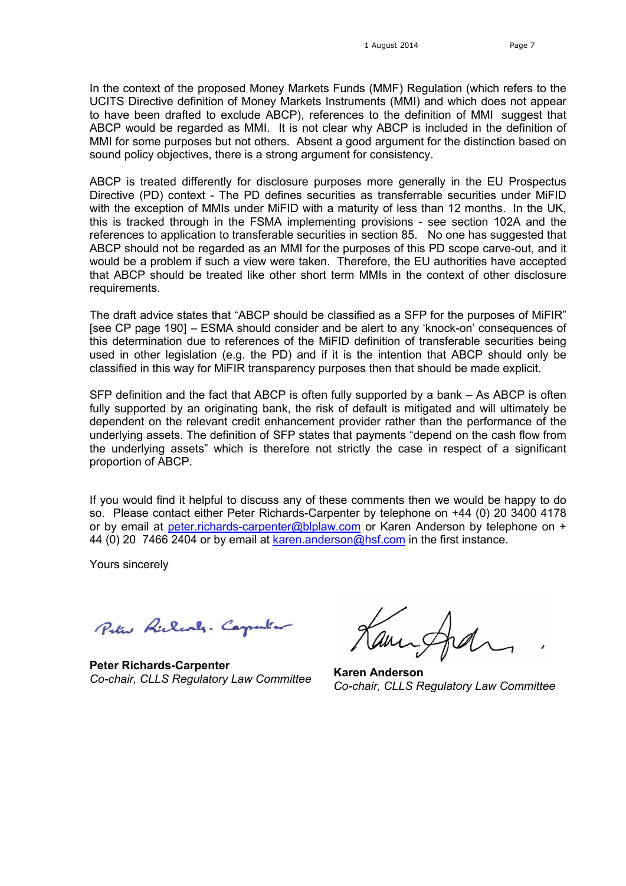In the context of the proposed Money Markets Funds (MMF) Regulation (which refers to the UCITS Directive definition of Money Markets Instruments (MMI) and which does not appear to have been drafted to exclude ABCP), references to the definition of MMI suggest that ABCP would be regarded as MMI. It is not clear why ABCP is included in the definition of MMI for some purposes but not others. Absent a good argument for the distinction based on sound policy objectives, there is a strong argument for consistency.

ABCP is treated differently for disclosure purposes more generally in the EU Prospectus Directive (PD) context - The PD defines securities as transferrable securities under MiFID with the exception of MMIs under MiFID with a maturity of less than 12 months. In the UK, this is tracked through in the FSMA implementing provisions - see section 102A and the references to application to transferable securities in section 85. No one has suggested that ABCP should not be regarded as an MMI for the purposes of this PD scope carve-out, and it would be a problem if such a view were taken. Therefore, the EU authorities have accepted that ABCP should be treated like other short term MMIs in the context of other disclosure requirements.

The draft advice states that "ABCP should be classified as a SFP for the purposes of MiFIR" [see CP page 190] – ESMA should consider and be alert to any 'knock-on' consequences of this determination due to references of the MiFID definition of transferable securities being used in other legislation (e.g. the PD) and if it is the intention that ABCP should only be classified in this way for MiFIR transparency purposes then that should be made explicit.

SFP definition and the fact that ABCP is often fully supported by a bank – As ABCP is often fully supported by an originating bank, the risk of default is mitigated and will ultimately be dependent on the relevant credit enhancement provider rather than the performance of the underlying assets. The definition of SFP states that payments "depend on the cash flow from the underlying assets" which is therefore not strictly the case in respect of a significant proportion of ABCP.

If you would find it helpful to discuss any of these comments then we would be happy to do so. Please contact either Peter Richards-Carpenter by telephone on +44 (0) 20 3400 4178 or by email at peter.richards-carpenter@blplaw.com or Karen Anderson by telephone on + 44 (0) 20 7466 2404 or by email at karen.anderson@hsf.com in the first instance.

Yours sincerely

**Peter Richards-Carpenter**
*Co-chair, CLLS Regulatory Law Committee*

**Karen Anderson**
*Co-chair, CLLS Regulatory Law Committee*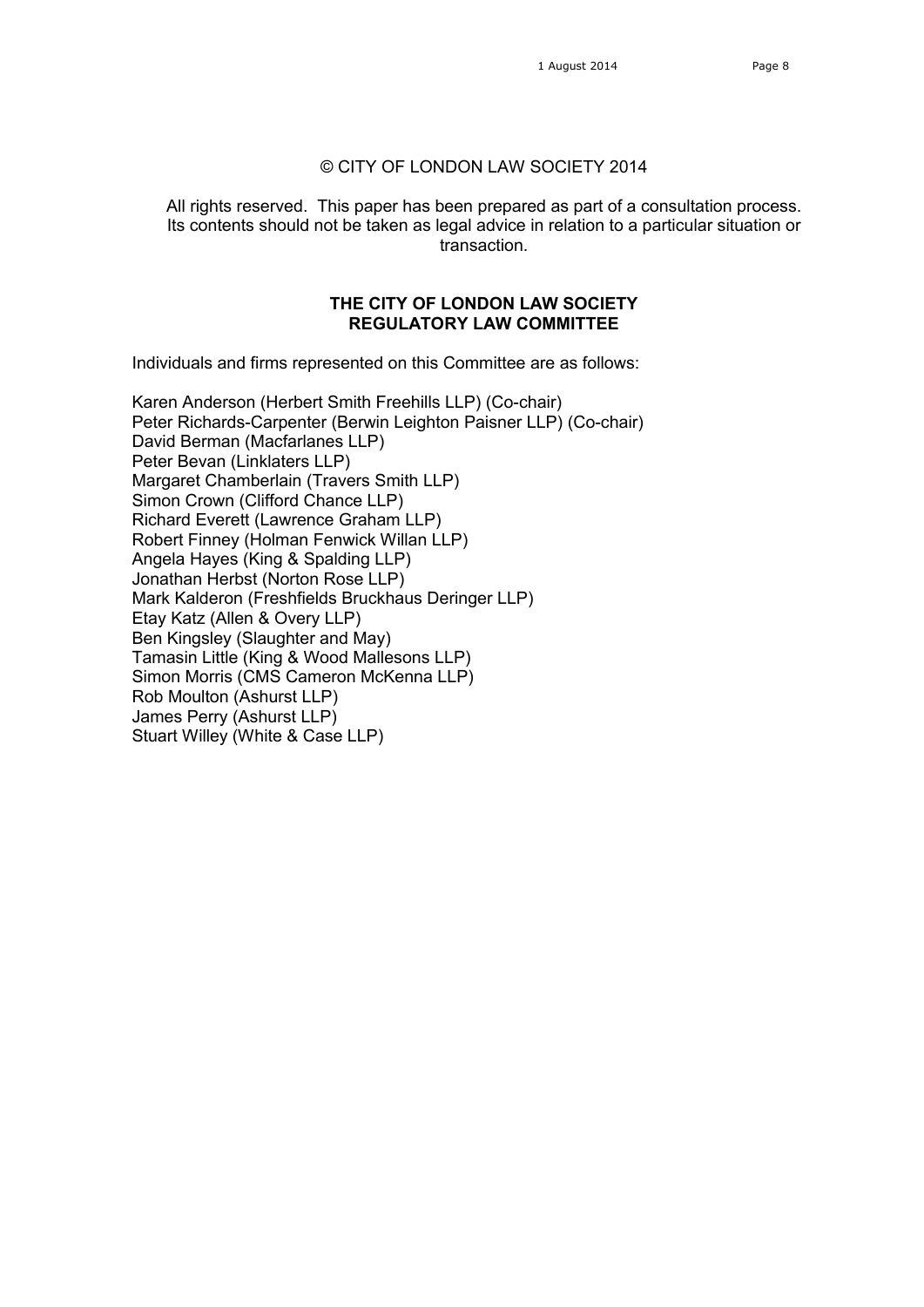© CITY OF LONDON LAW SOCIETY 2014

All rights reserved. This paper has been prepared as part of a consultation process. Its contents should not be taken as legal advice in relation to a particular situation or transaction.

**THE CITY OF LONDON LAW SOCIETY**
**REGULATORY LAW COMMITTEE**

Individuals and firms represented on this Committee are as follows:

Karen Anderson (Herbert Smith Freehills LLP) (Co-chair)
Peter Richards-Carpenter (Berwin Leighton Paisner LLP) (Co-chair)
David Berman (Macfarlanes LLP)
Peter Bevan (Linklaters LLP)
Margaret Chamberlain (Travers Smith LLP)
Simon Crown (Clifford Chance LLP)
Richard Everett (Lawrence Graham LLP)
Robert Finney (Holman Fenwick Willan LLP)
Angela Hayes (King & Spalding LLP)
Jonathan Herbst (Norton Rose LLP)
Mark Kalderon (Freshfields Bruckhaus Deringer LLP)
Etay Katz (Allen & Overy LLP)
Ben Kingsley (Slaughter and May)
Tamasin Little (King & Wood Mallesons LLP)
Simon Morris (CMS Cameron McKenna LLP)
Rob Moulton (Ashurst LLP)
James Perry (Ashurst LLP)
Stuart Willey (White & Case LLP)